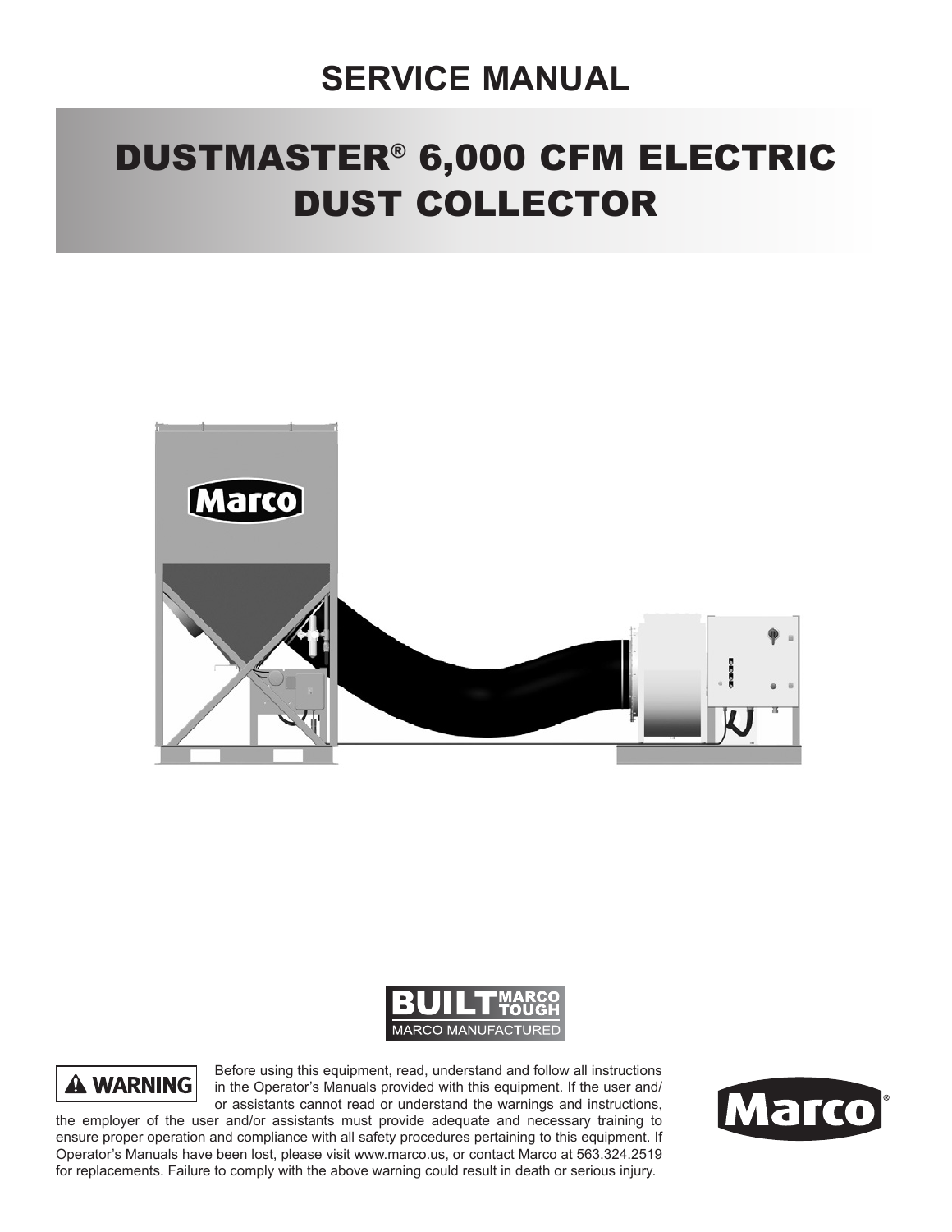# SERVICE MANUAL

# DUSTMASTER® 6,000 CFM ELECTRIC DUST COLLECTOR

BUILT MARCO TOUGH
MARCO MANUFACTURED

**⚠ WARNING** Before using this equipment, read, understand and follow all instructions in the Operator's Manuals provided with this equipment. If the user and/or assistants cannot read or understand the warnings and instructions, the employer of the user and/or assistants must provide adequate and necessary training to ensure proper operation and compliance with all safety procedures pertaining to this equipment. If Operator's Manuals have been lost, please visit www.marco.us, or contact Marco at 563.324.2519 for replacements. Failure to comply with the above warning could result in death or serious injury.

Marco®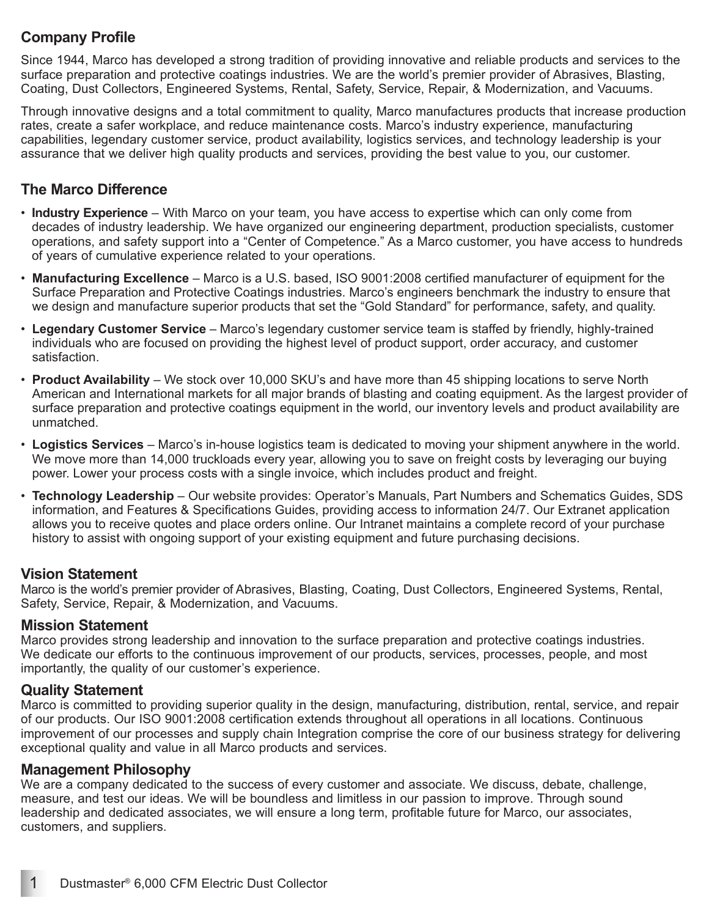## Company Profile

Since 1944, Marco has developed a strong tradition of providing innovative and reliable products and services to the surface preparation and protective coatings industries. We are the world's premier provider of Abrasives, Blasting, Coating, Dust Collectors, Engineered Systems, Rental, Safety, Service, Repair, & Modernization, and Vacuums.

Through innovative designs and a total commitment to quality, Marco manufactures products that increase production rates, create a safer workplace, and reduce maintenance costs. Marco's industry experience, manufacturing capabilities, legendary customer service, product availability, logistics services, and technology leadership is your assurance that we deliver high quality products and services, providing the best value to you, our customer.

## The Marco Difference

- **Industry Experience** – With Marco on your team, you have access to expertise which can only come from decades of industry leadership. We have organized our engineering department, production specialists, customer operations, and safety support into a "Center of Competence." As a Marco customer, you have access to hundreds of years of cumulative experience related to your operations.
- **Manufacturing Excellence** – Marco is a U.S. based, ISO 9001:2008 certified manufacturer of equipment for the Surface Preparation and Protective Coatings industries. Marco's engineers benchmark the industry to ensure that we design and manufacture superior products that set the "Gold Standard" for performance, safety, and quality.
- **Legendary Customer Service** – Marco's legendary customer service team is staffed by friendly, highly-trained individuals who are focused on providing the highest level of product support, order accuracy, and customer satisfaction.
- **Product Availability** – We stock over 10,000 SKU's and have more than 45 shipping locations to serve North American and International markets for all major brands of blasting and coating equipment. As the largest provider of surface preparation and protective coatings equipment in the world, our inventory levels and product availability are unmatched.
- **Logistics Services** – Marco's in-house logistics team is dedicated to moving your shipment anywhere in the world. We move more than 14,000 truckloads every year, allowing you to save on freight costs by leveraging our buying power. Lower your process costs with a single invoice, which includes product and freight.
- **Technology Leadership** – Our website provides: Operator's Manuals, Part Numbers and Schematics Guides, SDS information, and Features & Specifications Guides, providing access to information 24/7. Our Extranet application allows you to receive quotes and place orders online. Our Intranet maintains a complete record of your purchase history to assist with ongoing support of your existing equipment and future purchasing decisions.

## Vision Statement

Marco is the world's premier provider of Abrasives, Blasting, Coating, Dust Collectors, Engineered Systems, Rental, Safety, Service, Repair, & Modernization, and Vacuums.

## Mission Statement

Marco provides strong leadership and innovation to the surface preparation and protective coatings industries. We dedicate our efforts to the continuous improvement of our products, services, processes, people, and most importantly, the quality of our customer's experience.

## Quality Statement

Marco is committed to providing superior quality in the design, manufacturing, distribution, rental, service, and repair of our products. Our ISO 9001:2008 certification extends throughout all operations in all locations. Continuous improvement of our processes and supply chain Integration comprise the core of our business strategy for delivering exceptional quality and value in all Marco products and services.

## Management Philosophy

We are a company dedicated to the success of every customer and associate. We discuss, debate, challenge, measure, and test our ideas. We will be boundless and limitless in our passion to improve. Through sound leadership and dedicated associates, we will ensure a long term, profitable future for Marco, our associates, customers, and suppliers.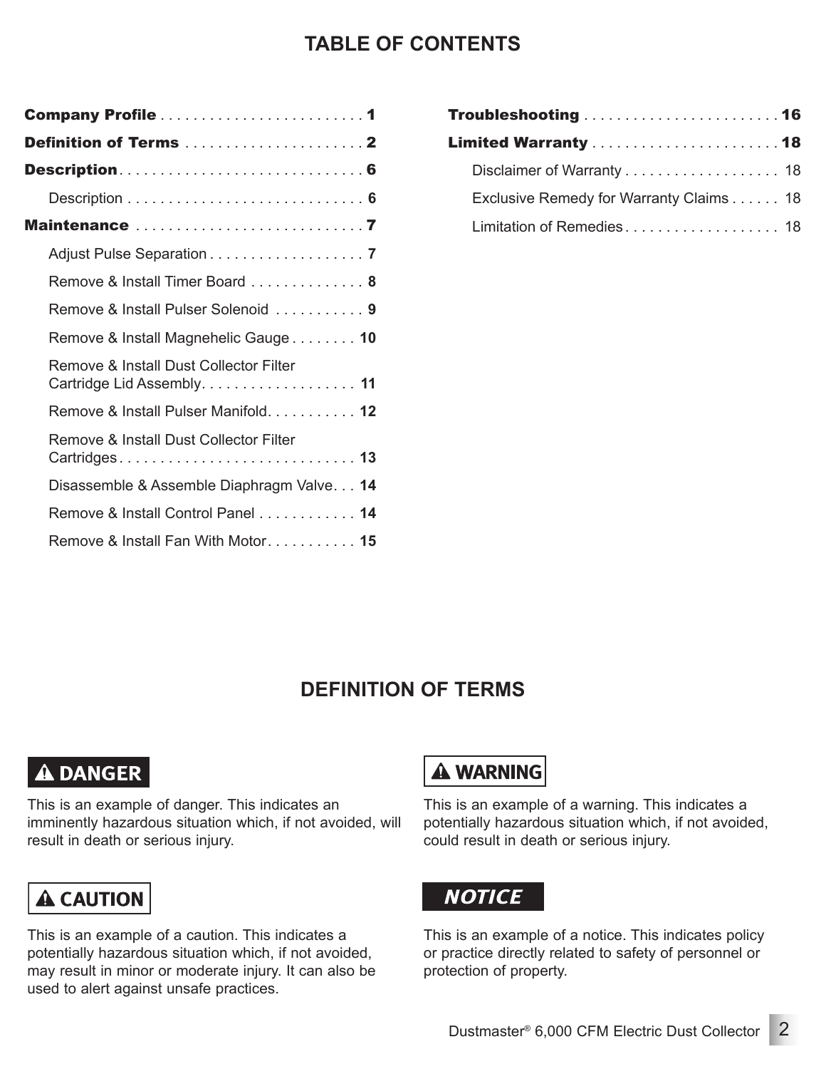# TABLE OF CONTENTS

**Company Profile** . . . . . . . . . . . . . . . . . . . . . . . . . **1**

**Definition of Terms** . . . . . . . . . . . . . . . . . . . . . . **2**

**Description** . . . . . . . . . . . . . . . . . . . . . . . . . . . . . **6**

- Description . . . . . . . . . . . . . . . . . . . . . . . . . . . . . **6**

**Maintenance** . . . . . . . . . . . . . . . . . . . . . . . . . . . . **7**

- Adjust Pulse Separation . . . . . . . . . . . . . . . . . . . **7**
- Remove & Install Timer Board . . . . . . . . . . . . . . **8**
- Remove & Install Pulser Solenoid . . . . . . . . . . . **9**
- Remove & Install Magnehelic Gauge . . . . . . . . **10**
- Remove & Install Dust Collector Filter Cartridge Lid Assembly. . . . . . . . . . . . . . . . . . . **11**
- Remove & Install Pulser Manifold. . . . . . . . . . . **12**
- Remove & Install Dust Collector Filter Cartridges . . . . . . . . . . . . . . . . . . . . . . . . . . . . . **13**
- Disassemble & Assemble Diaphragm Valve. . . **14**
- Remove & Install Control Panel . . . . . . . . . . . . **14**
- Remove & Install Fan With Motor. . . . . . . . . . . **15**

**Troubleshooting** . . . . . . . . . . . . . . . . . . . . . . . . **16**

**Limited Warranty** . . . . . . . . . . . . . . . . . . . . . . . **18**

- Disclaimer of Warranty . . . . . . . . . . . . . . . . . . . 18
- Exclusive Remedy for Warranty Claims . . . . . . 18
- Limitation of Remedies. . . . . . . . . . . . . . . . . . . 18

# DEFINITION OF TERMS

**⚠ DANGER**

This is an example of danger. This indicates an imminently hazardous situation which, if not avoided, will result in death or serious injury.

**⚠ WARNING**

This is an example of a warning. This indicates a potentially hazardous situation which, if not avoided, could result in death or serious injury.

**⚠ CAUTION**

This is an example of a caution. This indicates a potentially hazardous situation which, if not avoided, may result in minor or moderate injury. It can also be used to alert against unsafe practices.

***NOTICE***

This is an example of a notice. This indicates policy or practice directly related to safety of personnel or protection of property.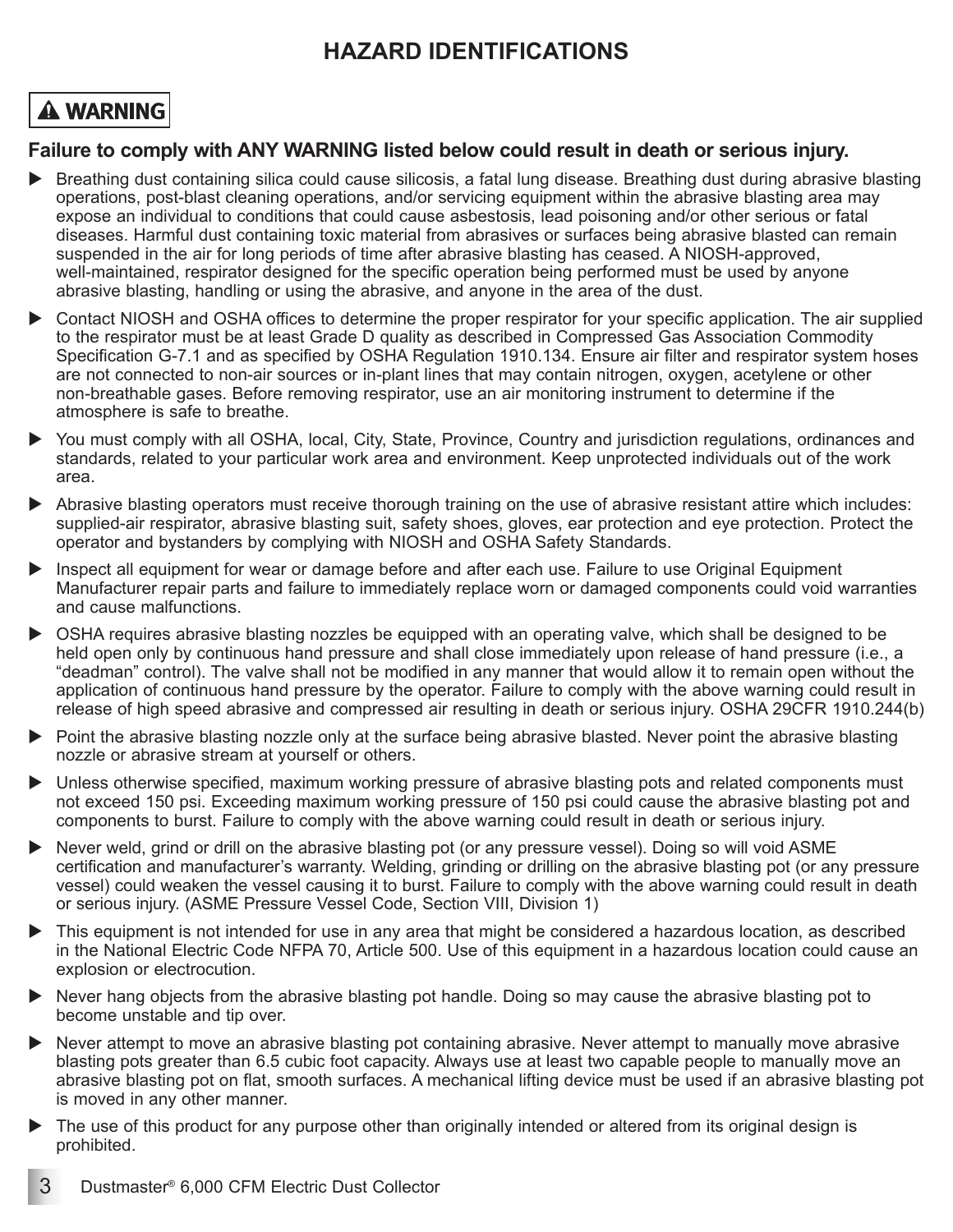# HAZARD IDENTIFICATIONS

**⚠ WARNING**

**Failure to comply with ANY WARNING listed below could result in death or serious injury.**

- Breathing dust containing silica could cause silicosis, a fatal lung disease. Breathing dust during abrasive blasting operations, post-blast cleaning operations, and/or servicing equipment within the abrasive blasting area may expose an individual to conditions that could cause asbestosis, lead poisoning and/or other serious or fatal diseases. Harmful dust containing toxic material from abrasives or surfaces being abrasive blasted can remain suspended in the air for long periods of time after abrasive blasting has ceased. A NIOSH-approved, well-maintained, respirator designed for the specific operation being performed must be used by anyone abrasive blasting, handling or using the abrasive, and anyone in the area of the dust.
- Contact NIOSH and OSHA offices to determine the proper respirator for your specific application. The air supplied to the respirator must be at least Grade D quality as described in Compressed Gas Association Commodity Specification G-7.1 and as specified by OSHA Regulation 1910.134. Ensure air filter and respirator system hoses are not connected to non-air sources or in-plant lines that may contain nitrogen, oxygen, acetylene or other non-breathable gases. Before removing respirator, use an air monitoring instrument to determine if the atmosphere is safe to breathe.
- You must comply with all OSHA, local, City, State, Province, Country and jurisdiction regulations, ordinances and standards, related to your particular work area and environment. Keep unprotected individuals out of the work area.
- Abrasive blasting operators must receive thorough training on the use of abrasive resistant attire which includes: supplied-air respirator, abrasive blasting suit, safety shoes, gloves, ear protection and eye protection. Protect the operator and bystanders by complying with NIOSH and OSHA Safety Standards.
- Inspect all equipment for wear or damage before and after each use. Failure to use Original Equipment Manufacturer repair parts and failure to immediately replace worn or damaged components could void warranties and cause malfunctions.
- OSHA requires abrasive blasting nozzles be equipped with an operating valve, which shall be designed to be held open only by continuous hand pressure and shall close immediately upon release of hand pressure (i.e., a "deadman" control). The valve shall not be modified in any manner that would allow it to remain open without the application of continuous hand pressure by the operator. Failure to comply with the above warning could result in release of high speed abrasive and compressed air resulting in death or serious injury. OSHA 29CFR 1910.244(b)
- Point the abrasive blasting nozzle only at the surface being abrasive blasted. Never point the abrasive blasting nozzle or abrasive stream at yourself or others.
- Unless otherwise specified, maximum working pressure of abrasive blasting pots and related components must not exceed 150 psi. Exceeding maximum working pressure of 150 psi could cause the abrasive blasting pot and components to burst. Failure to comply with the above warning could result in death or serious injury.
- Never weld, grind or drill on the abrasive blasting pot (or any pressure vessel). Doing so will void ASME certification and manufacturer's warranty. Welding, grinding or drilling on the abrasive blasting pot (or any pressure vessel) could weaken the vessel causing it to burst. Failure to comply with the above warning could result in death or serious injury. (ASME Pressure Vessel Code, Section VIII, Division 1)
- This equipment is not intended for use in any area that might be considered a hazardous location, as described in the National Electric Code NFPA 70, Article 500. Use of this equipment in a hazardous location could cause an explosion or electrocution.
- Never hang objects from the abrasive blasting pot handle. Doing so may cause the abrasive blasting pot to become unstable and tip over.
- Never attempt to move an abrasive blasting pot containing abrasive. Never attempt to manually move abrasive blasting pots greater than 6.5 cubic foot capacity. Always use at least two capable people to manually move an abrasive blasting pot on flat, smooth surfaces. A mechanical lifting device must be used if an abrasive blasting pot is moved in any other manner.
- The use of this product for any purpose other than originally intended or altered from its original design is prohibited.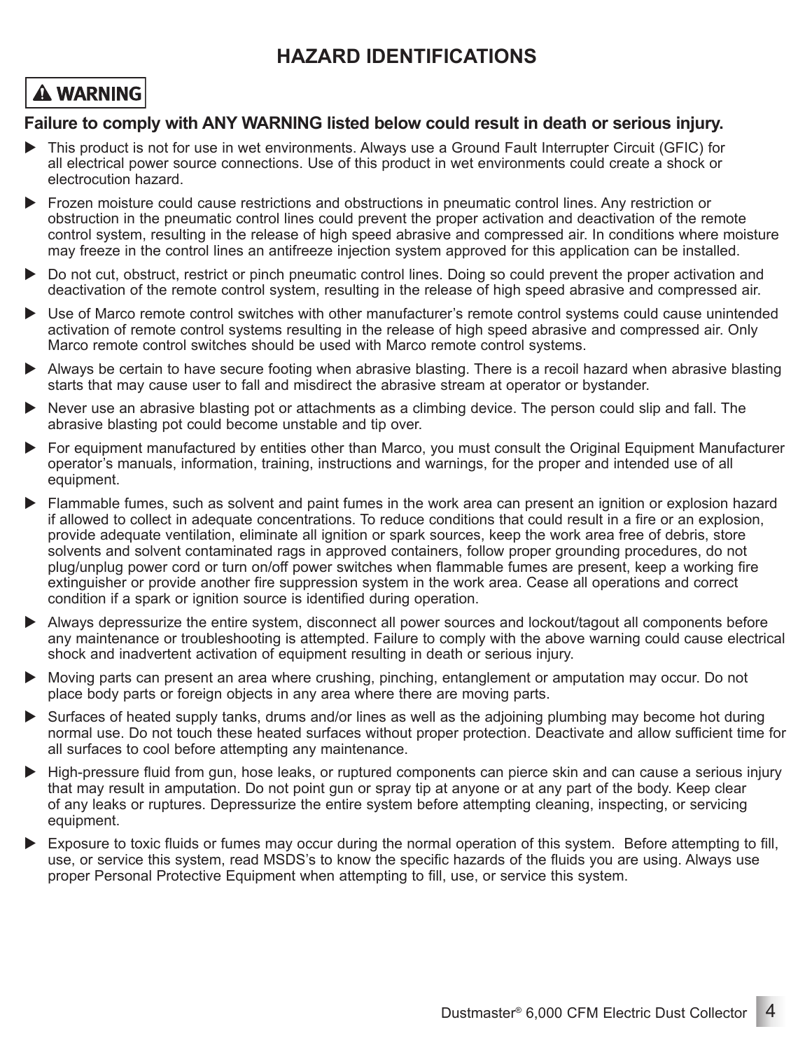# HAZARD IDENTIFICATIONS

**⚠ WARNING**

**Failure to comply with ANY WARNING listed below could result in death or serious injury.**

- This product is not for use in wet environments. Always use a Ground Fault Interrupter Circuit (GFIC) for all electrical power source connections. Use of this product in wet environments could create a shock or electrocution hazard.
- Frozen moisture could cause restrictions and obstructions in pneumatic control lines. Any restriction or obstruction in the pneumatic control lines could prevent the proper activation and deactivation of the remote control system, resulting in the release of high speed abrasive and compressed air. In conditions where moisture may freeze in the control lines an antifreeze injection system approved for this application can be installed.
- Do not cut, obstruct, restrict or pinch pneumatic control lines. Doing so could prevent the proper activation and deactivation of the remote control system, resulting in the release of high speed abrasive and compressed air.
- Use of Marco remote control switches with other manufacturer's remote control systems could cause unintended activation of remote control systems resulting in the release of high speed abrasive and compressed air. Only Marco remote control switches should be used with Marco remote control systems.
- Always be certain to have secure footing when abrasive blasting. There is a recoil hazard when abrasive blasting starts that may cause user to fall and misdirect the abrasive stream at operator or bystander.
- Never use an abrasive blasting pot or attachments as a climbing device. The person could slip and fall. The abrasive blasting pot could become unstable and tip over.
- For equipment manufactured by entities other than Marco, you must consult the Original Equipment Manufacturer operator's manuals, information, training, instructions and warnings, for the proper and intended use of all equipment.
- Flammable fumes, such as solvent and paint fumes in the work area can present an ignition or explosion hazard if allowed to collect in adequate concentrations. To reduce conditions that could result in a fire or an explosion, provide adequate ventilation, eliminate all ignition or spark sources, keep the work area free of debris, store solvents and solvent contaminated rags in approved containers, follow proper grounding procedures, do not plug/unplug power cord or turn on/off power switches when flammable fumes are present, keep a working fire extinguisher or provide another fire suppression system in the work area. Cease all operations and correct condition if a spark or ignition source is identified during operation.
- Always depressurize the entire system, disconnect all power sources and lockout/tagout all components before any maintenance or troubleshooting is attempted. Failure to comply with the above warning could cause electrical shock and inadvertent activation of equipment resulting in death or serious injury.
- Moving parts can present an area where crushing, pinching, entanglement or amputation may occur. Do not place body parts or foreign objects in any area where there are moving parts.
- Surfaces of heated supply tanks, drums and/or lines as well as the adjoining plumbing may become hot during normal use. Do not touch these heated surfaces without proper protection. Deactivate and allow sufficient time for all surfaces to cool before attempting any maintenance.
- High-pressure fluid from gun, hose leaks, or ruptured components can pierce skin and can cause a serious injury that may result in amputation. Do not point gun or spray tip at anyone or at any part of the body. Keep clear of any leaks or ruptures. Depressurize the entire system before attempting cleaning, inspecting, or servicing equipment.
- Exposure to toxic fluids or fumes may occur during the normal operation of this system. Before attempting to fill, use, or service this system, read MSDS's to know the specific hazards of the fluids you are using. Always use proper Personal Protective Equipment when attempting to fill, use, or service this system.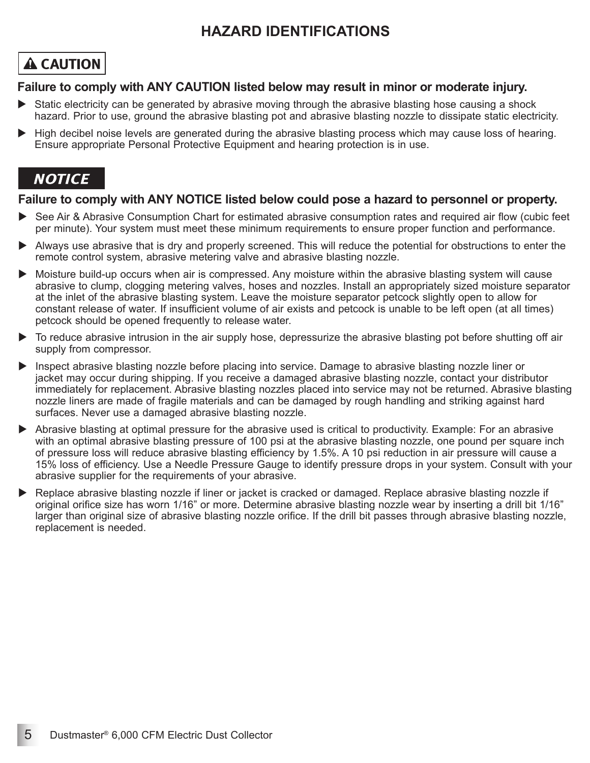## HAZARD IDENTIFICATIONS

**⚠ CAUTION**

**Failure to comply with ANY CAUTION listed below may result in minor or moderate injury.**

- Static electricity can be generated by abrasive moving through the abrasive blasting hose causing a shock hazard. Prior to use, ground the abrasive blasting pot and abrasive blasting nozzle to dissipate static electricity.
- High decibel noise levels are generated during the abrasive blasting process which may cause loss of hearing. Ensure appropriate Personal Protective Equipment and hearing protection is in use.

***NOTICE***

**Failure to comply with ANY NOTICE listed below could pose a hazard to personnel or property.**

- See Air & Abrasive Consumption Chart for estimated abrasive consumption rates and required air flow (cubic feet per minute). Your system must meet these minimum requirements to ensure proper function and performance.
- Always use abrasive that is dry and properly screened. This will reduce the potential for obstructions to enter the remote control system, abrasive metering valve and abrasive blasting nozzle.
- Moisture build-up occurs when air is compressed. Any moisture within the abrasive blasting system will cause abrasive to clump, clogging metering valves, hoses and nozzles. Install an appropriately sized moisture separator at the inlet of the abrasive blasting system. Leave the moisture separator petcock slightly open to allow for constant release of water. If insufficient volume of air exists and petcock is unable to be left open (at all times) petcock should be opened frequently to release water.
- To reduce abrasive intrusion in the air supply hose, depressurize the abrasive blasting pot before shutting off air supply from compressor.
- Inspect abrasive blasting nozzle before placing into service. Damage to abrasive blasting nozzle liner or jacket may occur during shipping. If you receive a damaged abrasive blasting nozzle, contact your distributor immediately for replacement. Abrasive blasting nozzles placed into service may not be returned. Abrasive blasting nozzle liners are made of fragile materials and can be damaged by rough handling and striking against hard surfaces. Never use a damaged abrasive blasting nozzle.
- Abrasive blasting at optimal pressure for the abrasive used is critical to productivity. Example: For an abrasive with an optimal abrasive blasting pressure of 100 psi at the abrasive blasting nozzle, one pound per square inch of pressure loss will reduce abrasive blasting efficiency by 1.5%. A 10 psi reduction in air pressure will cause a 15% loss of efficiency. Use a Needle Pressure Gauge to identify pressure drops in your system. Consult with your abrasive supplier for the requirements of your abrasive.
- Replace abrasive blasting nozzle if liner or jacket is cracked or damaged. Replace abrasive blasting nozzle if original orifice size has worn 1/16" or more. Determine abrasive blasting nozzle wear by inserting a drill bit 1/16" larger than original size of abrasive blasting nozzle orifice. If the drill bit passes through abrasive blasting nozzle, replacement is needed.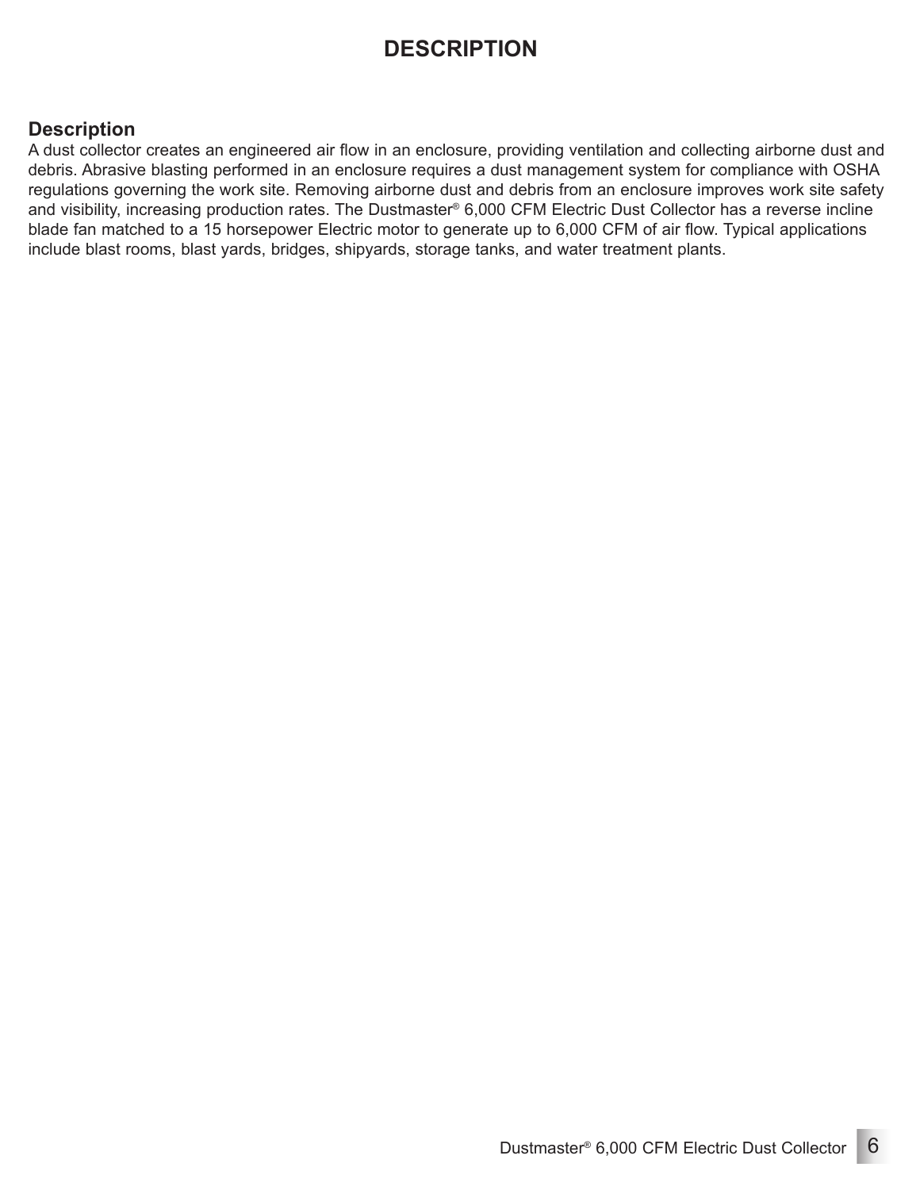# DESCRIPTION

## Description

A dust collector creates an engineered air flow in an enclosure, providing ventilation and collecting airborne dust and debris. Abrasive blasting performed in an enclosure requires a dust management system for compliance with OSHA regulations governing the work site. Removing airborne dust and debris from an enclosure improves work site safety and visibility, increasing production rates. The Dustmaster® 6,000 CFM Electric Dust Collector has a reverse incline blade fan matched to a 15 horsepower Electric motor to generate up to 6,000 CFM of air flow. Typical applications include blast rooms, blast yards, bridges, shipyards, storage tanks, and water treatment plants.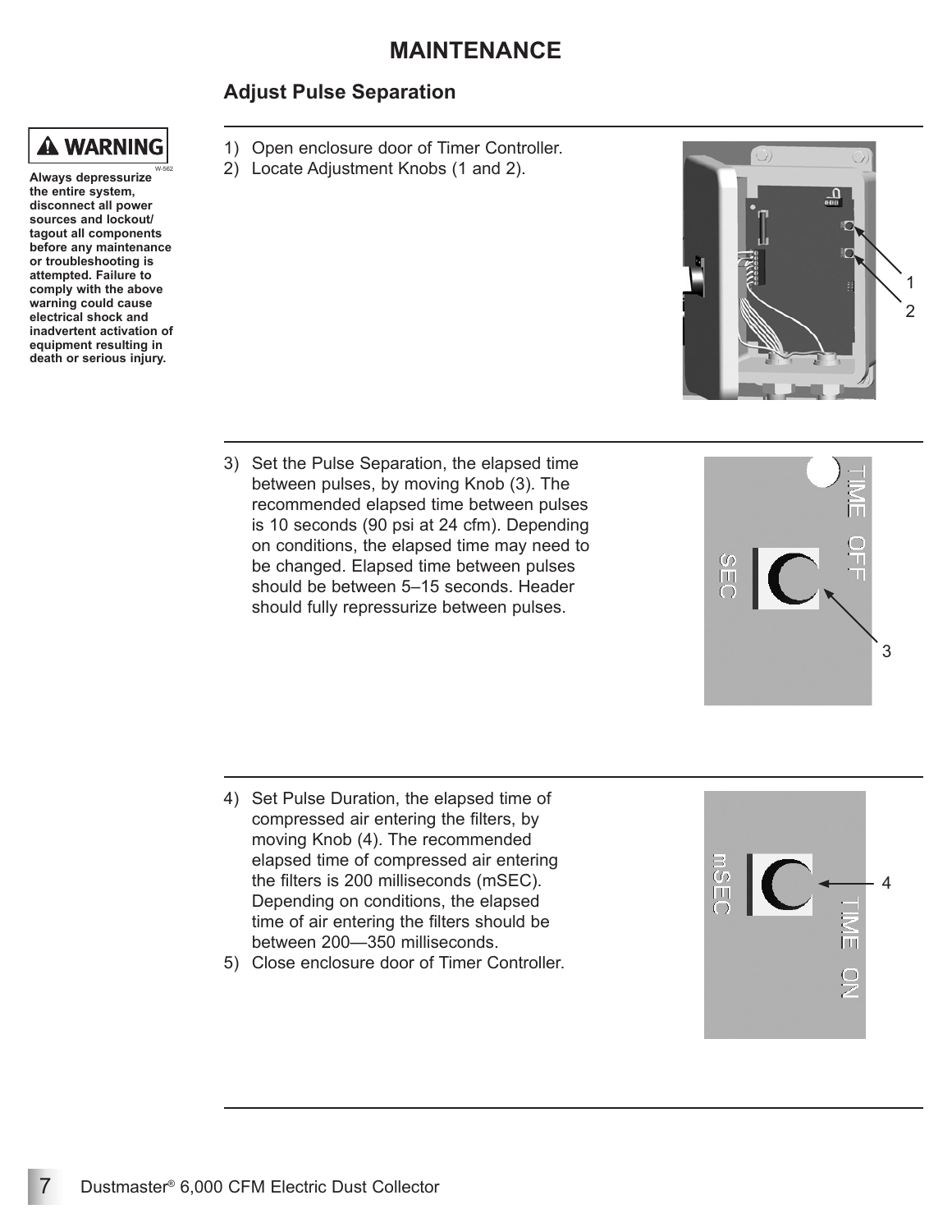# MAINTENANCE

## Adjust Pulse Separation

**⚠ WARNING**

**Always depressurize the entire system, disconnect all power sources and lockout/tagout all components before any maintenance or troubleshooting is attempted. Failure to comply with the above warning could cause electrical shock and inadvertent activation of equipment resulting in death or serious injury.**

W-562

1) Open enclosure door of Timer Controller.
2) Locate Adjustment Knobs (1 and 2).

3) Set the Pulse Separation, the elapsed time between pulses, by moving Knob (3). The recommended elapsed time between pulses is 10 seconds (90 psi at 24 cfm). Depending on conditions, the elapsed time may need to be changed. Elapsed time between pulses should be between 5–15 seconds. Header should fully repressurize between pulses.

4) Set Pulse Duration, the elapsed time of compressed air entering the filters, by moving Knob (4). The recommended elapsed time of compressed air entering the filters is 200 milliseconds (mSEC). Depending on conditions, the elapsed time of air entering the filters should be between 200—350 milliseconds.
5) Close enclosure door of Timer Controller.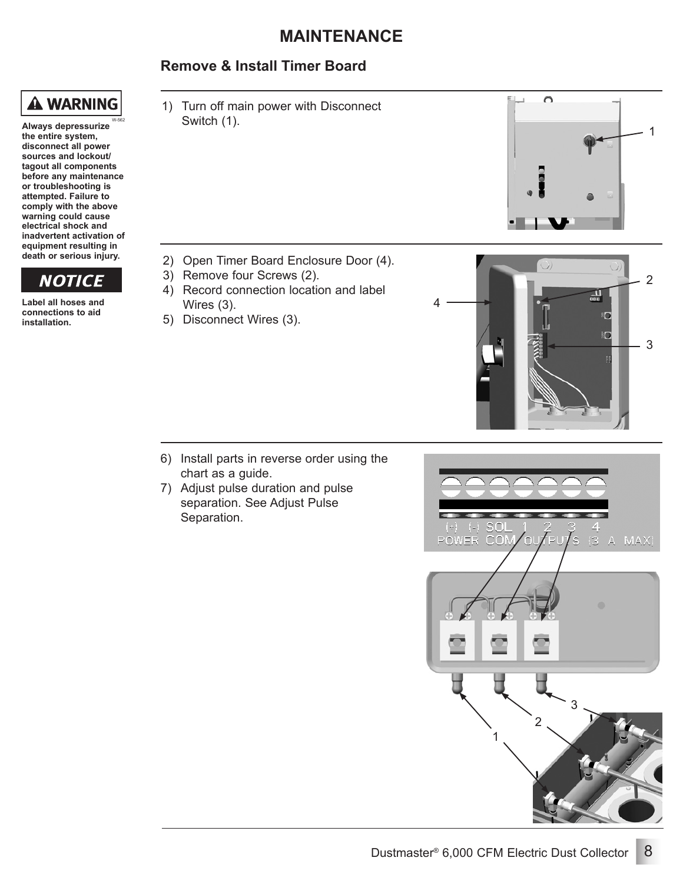# MAINTENANCE

## Remove & Install Timer Board

**⚠ WARNING**

**Always depressurize the entire system, disconnect all power sources and lockout/tagout all components before any maintenance or troubleshooting is attempted. Failure to comply with the above warning could cause electrical shock and inadvertent activation of equipment resulting in death or serious injury.**

**NOTICE**

**Label all hoses and connections to aid installation.**

1) Turn off main power with Disconnect Switch (1).

2) Open Timer Board Enclosure Door (4).
3) Remove four Screws (2).
4) Record connection location and label Wires (3).
5) Disconnect Wires (3).

6) Install parts in reverse order using the chart as a guide.
7) Adjust pulse duration and pulse separation. See Adjust Pulse Separation.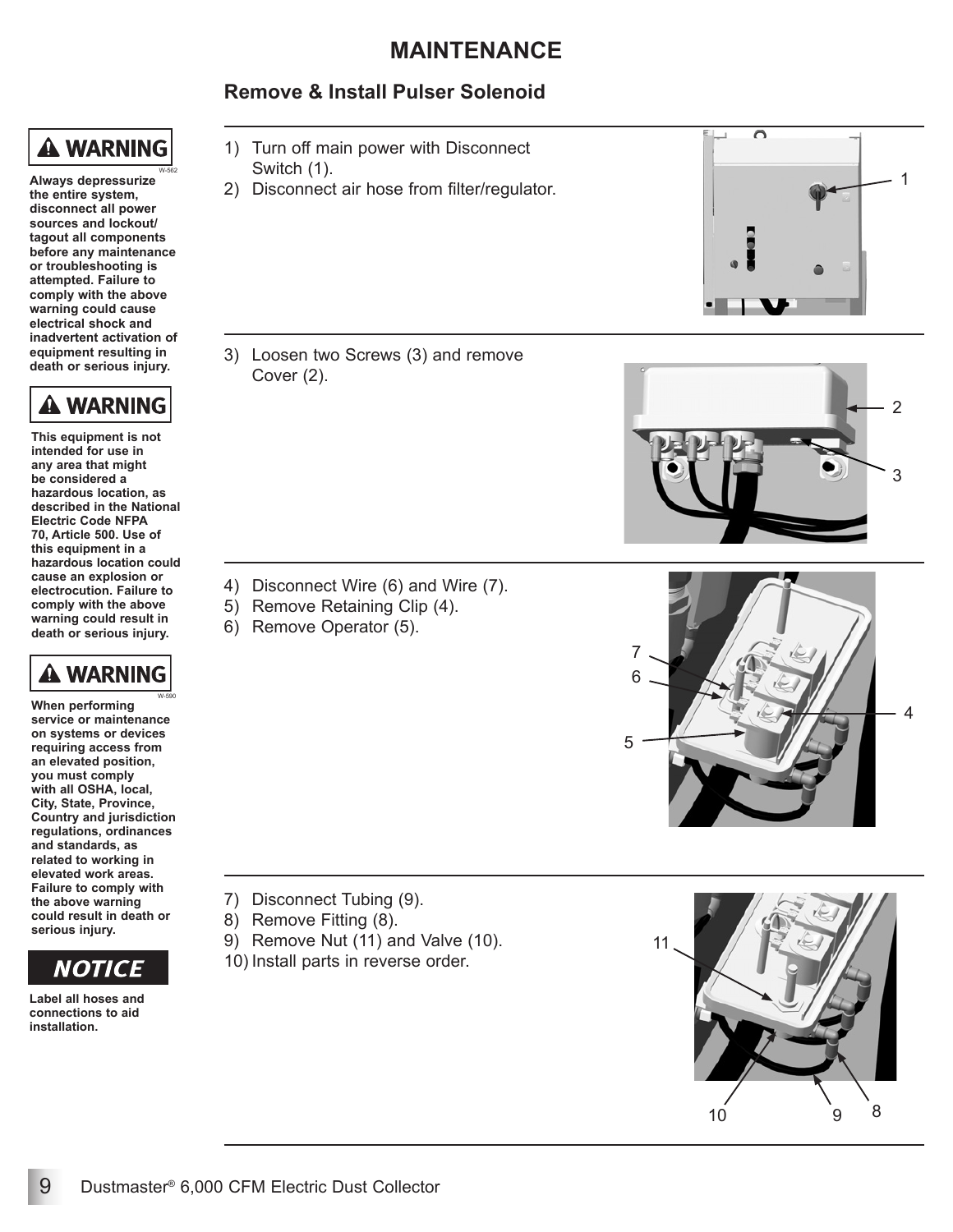# MAINTENANCE

## Remove & Install Pulser Solenoid

**⚠ WARNING**

**Always depressurize the entire system, disconnect all power sources and lockout/tagout all components before any maintenance or troubleshooting is attempted. Failure to comply with the above warning could cause electrical shock and inadvertent activation of equipment resulting in death or serious injury.**

**⚠ WARNING**

**This equipment is not intended for use in any area that might be considered a hazardous location, as described in the National Electric Code NFPA 70, Article 500. Use of this equipment in a hazardous location could cause an explosion or electrocution. Failure to comply with the above warning could result in death or serious injury.**

**⚠ WARNING**

**When performing service or maintenance on systems or devices requiring access from an elevated position, you must comply with all OSHA, local, City, State, Province, Country and jurisdiction regulations, ordinances and standards, as related to working in elevated work areas. Failure to comply with the above warning could result in death or serious injury.**

**NOTICE**

**Label all hoses and connections to aid installation.**

1) Turn off main power with Disconnect Switch (1).
2) Disconnect air hose from filter/regulator.

3) Loosen two Screws (3) and remove Cover (2).

4) Disconnect Wire (6) and Wire (7).
5) Remove Retaining Clip (4).
6) Remove Operator (5).

7) Disconnect Tubing (9).
8) Remove Fitting (8).
9) Remove Nut (11) and Valve (10).
10) Install parts in reverse order.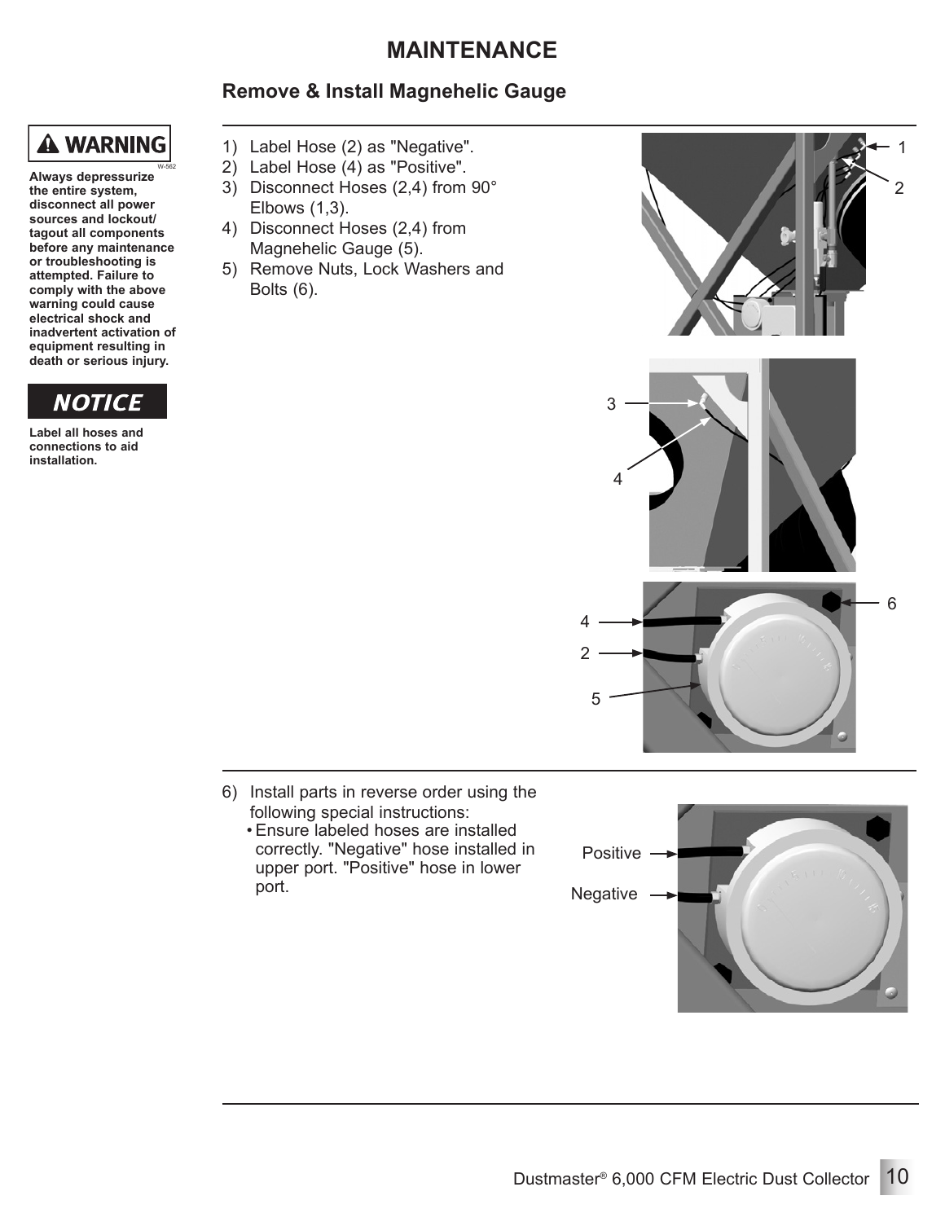# MAINTENANCE

## Remove & Install Magnehelic Gauge

**⚠ WARNING**

**Always depressurize the entire system, disconnect all power sources and lockout/tagout all components before any maintenance or troubleshooting is attempted. Failure to comply with the above warning could cause electrical shock and inadvertent activation of equipment resulting in death or serious injury.**

***NOTICE***

**Label all hoses and connections to aid installation.**

1) Label Hose (2) as "Negative".
2) Label Hose (4) as "Positive".
3) Disconnect Hoses (2,4) from 90° Elbows (1,3).
4) Disconnect Hoses (2,4) from Magnehelic Gauge (5).
5) Remove Nuts, Lock Washers and Bolts (6).

6) Install parts in reverse order using the following special instructions:
   - Ensure labeled hoses are installed correctly. "Negative" hose installed in upper port. "Positive" hose in lower port.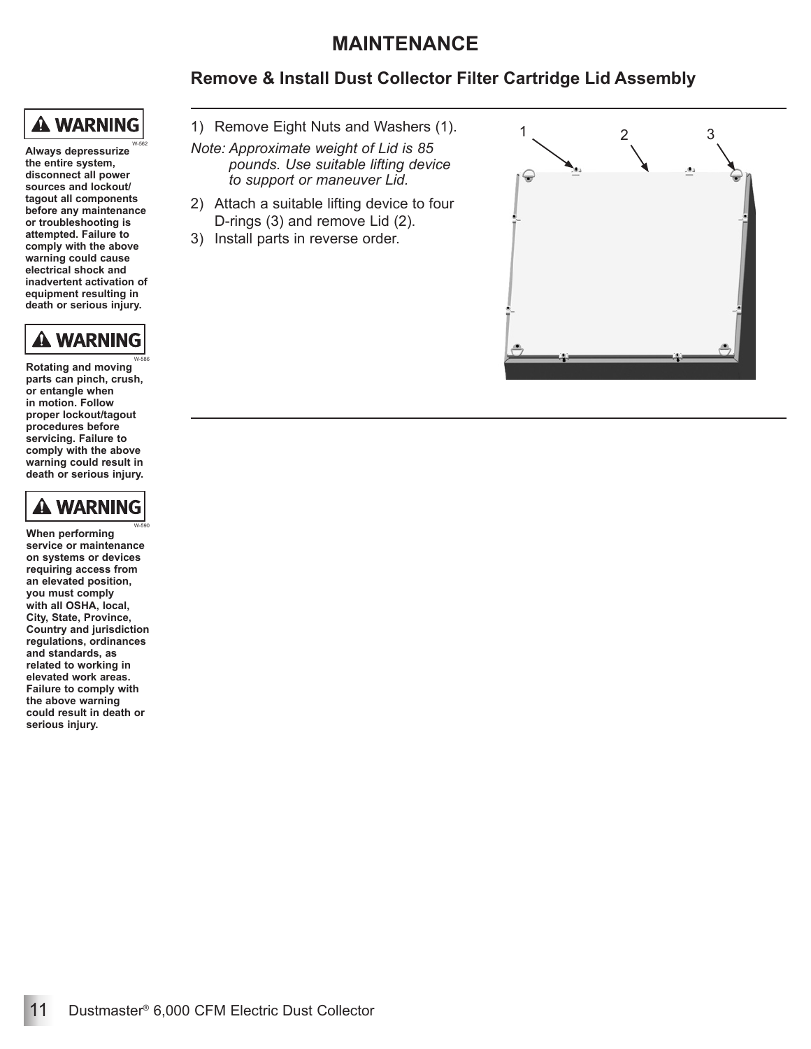# MAINTENANCE

## Remove & Install Dust Collector Filter Cartridge Lid Assembly

**⚠ WARNING**

W-562

**Always depressurize the entire system, disconnect all power sources and lockout/tagout all components before any maintenance or troubleshooting is attempted. Failure to comply with the above warning could cause electrical shock and inadvertent activation of equipment resulting in death or serious injury.**

**⚠ WARNING**

W-586

**Rotating and moving parts can pinch, crush, or entangle when in motion. Follow proper lockout/tagout procedures before servicing. Failure to comply with the above warning could result in death or serious injury.**

**⚠ WARNING**

W-590

**When performing service or maintenance on systems or devices requiring access from an elevated position, you must comply with all OSHA, local, City, State, Province, Country and jurisdiction regulations, ordinances and standards, as related to working in elevated work areas. Failure to comply with the above warning could result in death or serious injury.**

1) Remove Eight Nuts and Washers (1).

*Note: Approximate weight of Lid is 85 pounds. Use suitable lifting device to support or maneuver Lid.*

2) Attach a suitable lifting device to four D-rings (3) and remove Lid (2).
3) Install parts in reverse order.

1 2 3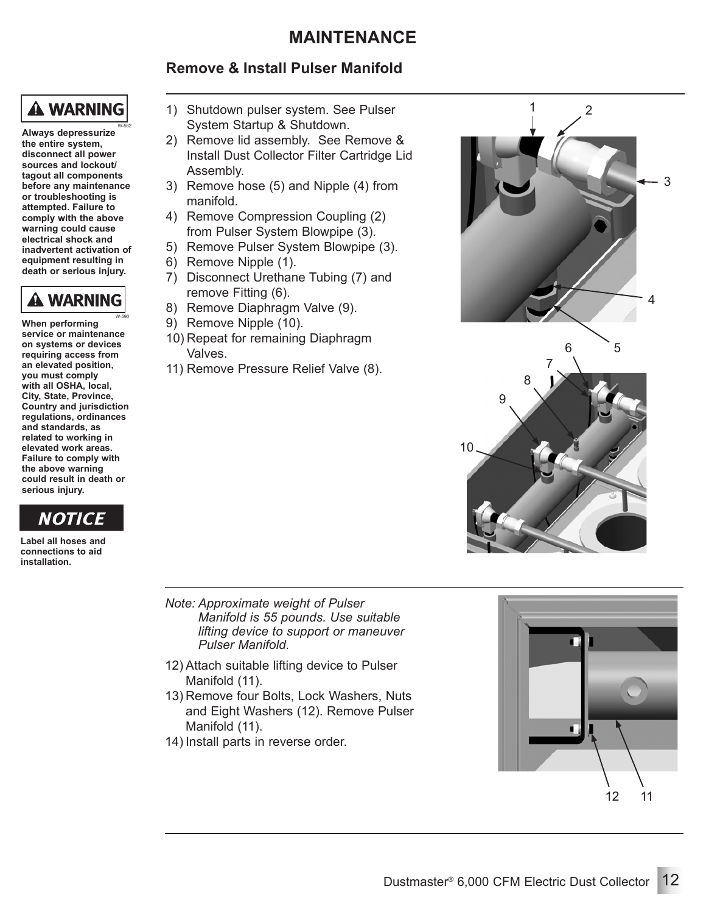# MAINTENANCE

## Remove & Install Pulser Manifold

**⚠ WARNING**

**Always depressurize the entire system, disconnect all power sources and lockout/tagout all components before any maintenance or troubleshooting is attempted. Failure to comply with the above warning could cause electrical shock and inadvertent activation of equipment resulting in death or serious injury.**

**⚠ WARNING**

**When performing service or maintenance on systems or devices requiring access from an elevated position, you must comply with all OSHA, local, City, State, Province, Country and jurisdiction regulations, ordinances and standards, as related to working in elevated work areas. Failure to comply with the above warning could result in death or serious injury.**

**NOTICE**

**Label all hoses and connections to aid installation.**

1) Shutdown pulser system. See Pulser System Startup & Shutdown.
2) Remove lid assembly. See Remove & Install Dust Collector Filter Cartridge Lid Assembly.
3) Remove hose (5) and Nipple (4) from manifold.
4) Remove Compression Coupling (2) from Pulser System Blowpipe (3).
5) Remove Pulser System Blowpipe (3).
6) Remove Nipple (1).
7) Disconnect Urethane Tubing (7) and remove Fitting (6).
8) Remove Diaphragm Valve (9).
9) Remove Nipple (10).
10) Repeat for remaining Diaphragm Valves.
11) Remove Pressure Relief Valve (8).

*Note: Approximate weight of Pulser Manifold is 55 pounds. Use suitable lifting device to support or maneuver Pulser Manifold.*

12) Attach suitable lifting device to Pulser Manifold (11).
13) Remove four Bolts, Lock Washers, Nuts and Eight Washers (12). Remove Pulser Manifold (11).
14) Install parts in reverse order.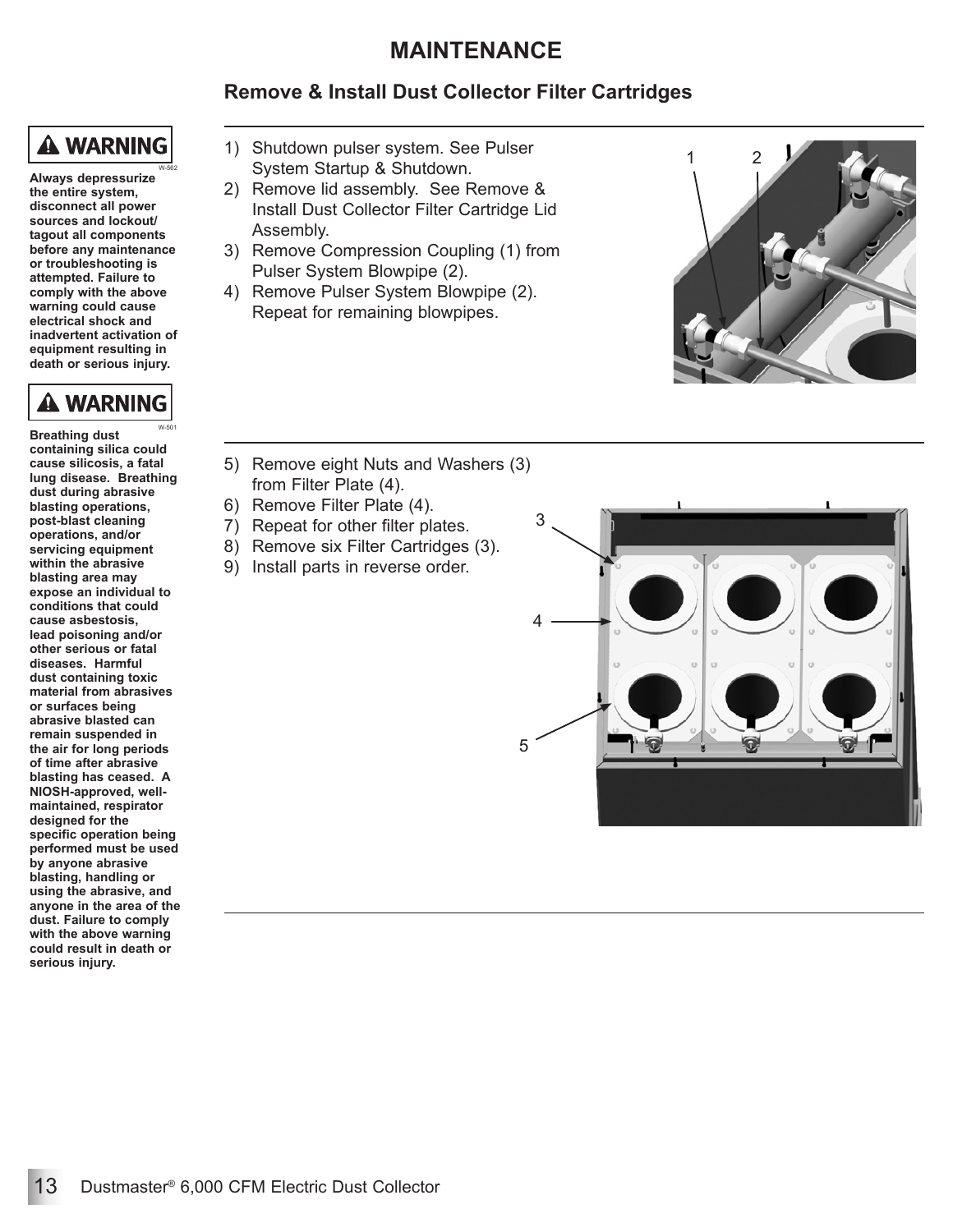# MAINTENANCE

## Remove & Install Dust Collector Filter Cartridges

**⚠ WARNING**

W-562

**Always depressurize the entire system, disconnect all power sources and lockout/tagout all components before any maintenance or troubleshooting is attempted. Failure to comply with the above warning could cause electrical shock and inadvertent activation of equipment resulting in death or serious injury.**

**⚠ WARNING**

W-501

**Breathing dust containing silica could cause silicosis, a fatal lung disease. Breathing dust during abrasive blasting operations, post-blast cleaning operations, and/or servicing equipment within the abrasive blasting area may expose an individual to conditions that could cause asbestosis, lead poisoning and/or other serious or fatal diseases. Harmful dust containing toxic material from abrasives or surfaces being abrasive blasted can remain suspended in the air for long periods of time after abrasive blasting has ceased. A NIOSH-approved, well-maintained, respirator designed for the specific operation being performed must be used by anyone abrasive blasting, handling or using the abrasive, and anyone in the area of the dust. Failure to comply with the above warning could result in death or serious injury.**

1) Shutdown pulser system. See Pulser System Startup & Shutdown.
2) Remove lid assembly. See Remove & Install Dust Collector Filter Cartridge Lid Assembly.
3) Remove Compression Coupling (1) from Pulser System Blowpipe (2).
4) Remove Pulser System Blowpipe (2). Repeat for remaining blowpipes.

5) Remove eight Nuts and Washers (3) from Filter Plate (4).
6) Remove Filter Plate (4).
7) Repeat for other filter plates.
8) Remove six Filter Cartridges (3).
9) Install parts in reverse order.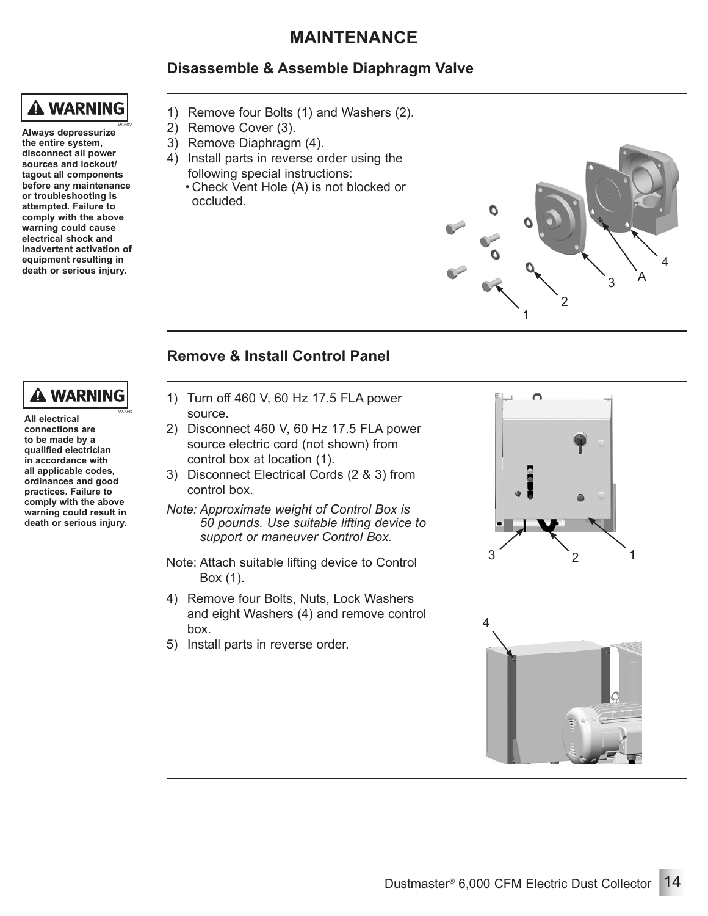# MAINTENANCE

## Disassemble & Assemble Diaphragm Valve

**⚠ WARNING**

**Always depressurize the entire system, disconnect all power sources and lockout/tagout all components before any maintenance or troubleshooting is attempted. Failure to comply with the above warning could cause electrical shock and inadvertent activation of equipment resulting in death or serious injury.**

1) Remove four Bolts (1) and Washers (2).
2) Remove Cover (3).
3) Remove Diaphragm (4).
4) Install parts in reverse order using the following special instructions:
   - Check Vent Hole (A) is not blocked or occluded.

## Remove & Install Control Panel

**⚠ WARNING**

**All electrical connections are to be made by a qualified electrician in accordance with all applicable codes, ordinances and good practices. Failure to comply with the above warning could result in death or serious injury.**

1) Turn off 460 V, 60 Hz 17.5 FLA power source.
2) Disconnect 460 V, 60 Hz 17.5 FLA power source electric cord (not shown) from control box at location (1).
3) Disconnect Electrical Cords (2 & 3) from control box.

*Note: Approximate weight of Control Box is 50 pounds. Use suitable lifting device to support or maneuver Control Box.*

Note: Attach suitable lifting device to Control Box (1).

4) Remove four Bolts, Nuts, Lock Washers and eight Washers (4) and remove control box.
5) Install parts in reverse order.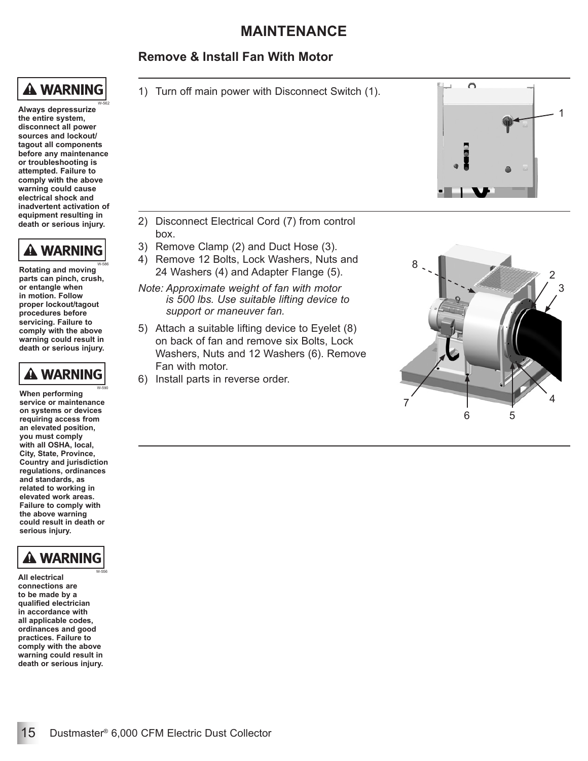# MAINTENANCE

## Remove & Install Fan With Motor

**⚠ WARNING**

**Always depressurize the entire system, disconnect all power sources and lockout/tagout all components before any maintenance or troubleshooting is attempted. Failure to comply with the above warning could cause electrical shock and inadvertent activation of equipment resulting in death or serious injury.**

**⚠ WARNING**

**Rotating and moving parts can pinch, crush, or entangle when in motion. Follow proper lockout/tagout procedures before servicing. Failure to comply with the above warning could result in death or serious injury.**

**⚠ WARNING**

**When performing service or maintenance on systems or devices requiring access from an elevated position, you must comply with all OSHA, local, City, State, Province, Country and jurisdiction regulations, ordinances and standards, as related to working in elevated work areas. Failure to comply with the above warning could result in death or serious injury.**

**⚠ WARNING**

**All electrical connections are to be made by a qualified electrician in accordance with all applicable codes, ordinances and good practices. Failure to comply with the above warning could result in death or serious injury.**

1) Turn off main power with Disconnect Switch (1).

2) Disconnect Electrical Cord (7) from control box.
3) Remove Clamp (2) and Duct Hose (3).
4) Remove 12 Bolts, Lock Washers, Nuts and 24 Washers (4) and Adapter Flange (5).

*Note: Approximate weight of fan with motor is 500 lbs. Use suitable lifting device to support or maneuver fan.*

5) Attach a suitable lifting device to Eyelet (8) on back of fan and remove six Bolts, Lock Washers, Nuts and 12 Washers (6). Remove Fan with motor.
6) Install parts in reverse order.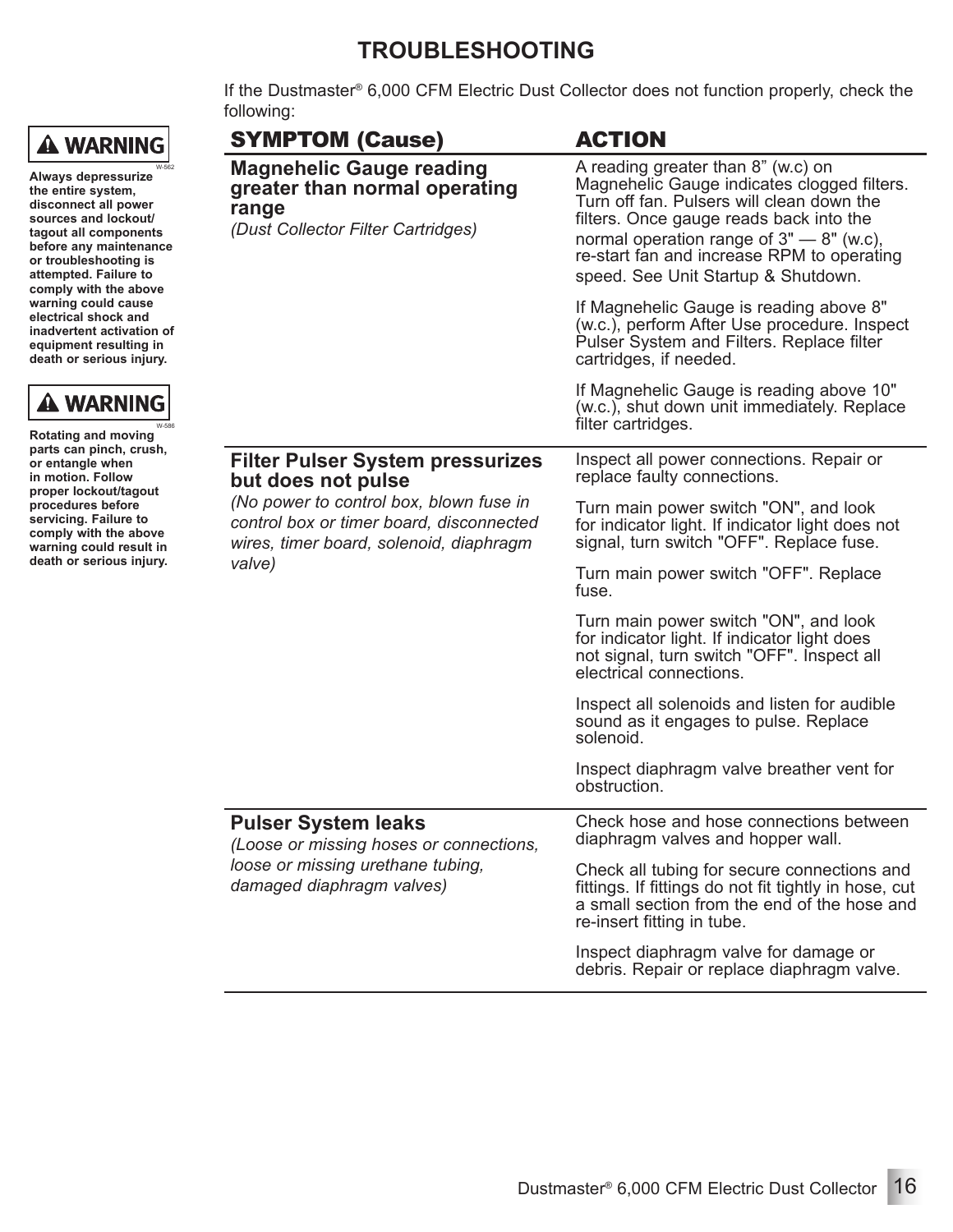# TROUBLESHOOTING

**⚠ WARNING**

**Always depressurize the entire system, disconnect all power sources and lockout/tagout all components before any maintenance or troubleshooting is attempted. Failure to comply with the above warning could cause electrical shock and inadvertent activation of equipment resulting in death or serious injury.**

W-562

**⚠ WARNING**

**Rotating and moving parts can pinch, crush, or entangle when in motion. Follow proper lockout/tagout procedures before servicing. Failure to comply with the above warning could result in death or serious injury.**

W-586

If the Dustmaster® 6,000 CFM Electric Dust Collector does not function properly, check the following:

| SYMPTOM (Cause) | ACTION |
|---|---|
| **Magnehelic Gauge reading greater than normal operating range**<br>*(Dust Collector Filter Cartridges)* | A reading greater than 8” (w.c) on Magnehelic Gauge indicates clogged filters. Turn off fan. Pulsers will clean down the filters. Once gauge reads back into the normal operation range of 3" — 8" (w.c), re-start fan and increase RPM to operating speed. See Unit Startup & Shutdown. |
| | If Magnehelic Gauge is reading above 8" (w.c.), perform After Use procedure. Inspect Pulser System and Filters. Replace filter cartridges, if needed. |
| | If Magnehelic Gauge is reading above 10" (w.c.), shut down unit immediately. Replace filter cartridges. |
| **Filter Pulser System pressurizes but does not pulse**<br>*(No power to control box, blown fuse in control box or timer board, disconnected wires, timer board, solenoid, diaphragm valve)* | Inspect all power connections. Repair or replace faulty connections. |
| | Turn main power switch "ON", and look for indicator light. If indicator light does not signal, turn switch "OFF". Replace fuse. |
| | Turn main power switch "OFF". Replace fuse. |
| | Turn main power switch "ON", and look for indicator light. If indicator light does not signal, turn switch "OFF". Inspect all electrical connections. |
| | Inspect all solenoids and listen for audible sound as it engages to pulse. Replace solenoid. |
| | Inspect diaphragm valve breather vent for obstruction. |
| **Pulser System leaks**<br>*(Loose or missing hoses or connections, loose or missing urethane tubing, damaged diaphragm valves)* | Check hose and hose connections between diaphragm valves and hopper wall. |
| | Check all tubing for secure connections and fittings. If fittings do not fit tightly in hose, cut a small section from the end of the hose and re-insert fitting in tube. |
| | Inspect diaphragm valve for damage or debris. Repair or replace diaphragm valve. |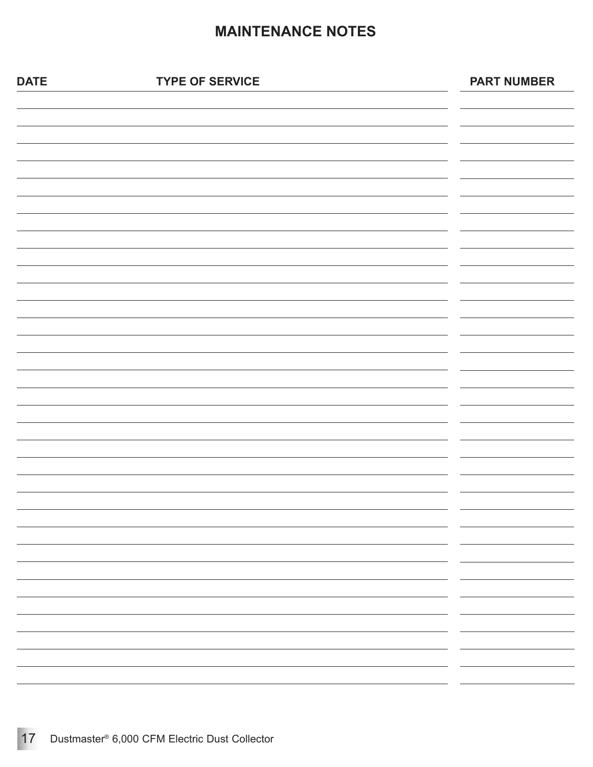# MAINTENANCE NOTES

| DATE | TYPE OF SERVICE | PART NUMBER |
|---|---|---|
| | | |
| | | |
| | | |
| | | |
| | | |
| | | |
| | | |
| | | |
| | | |
| | | |
| | | |
| | | |
| | | |
| | | |
| | | |
| | | |
| | | |
| | | |
| | | |
| | | |
| | | |
| | | |
| | | |
| | | |
| | | |
| | | |
| | | |
| | | |
| | | |
| | | |
| | | |
| | | |
| | | |
| | | |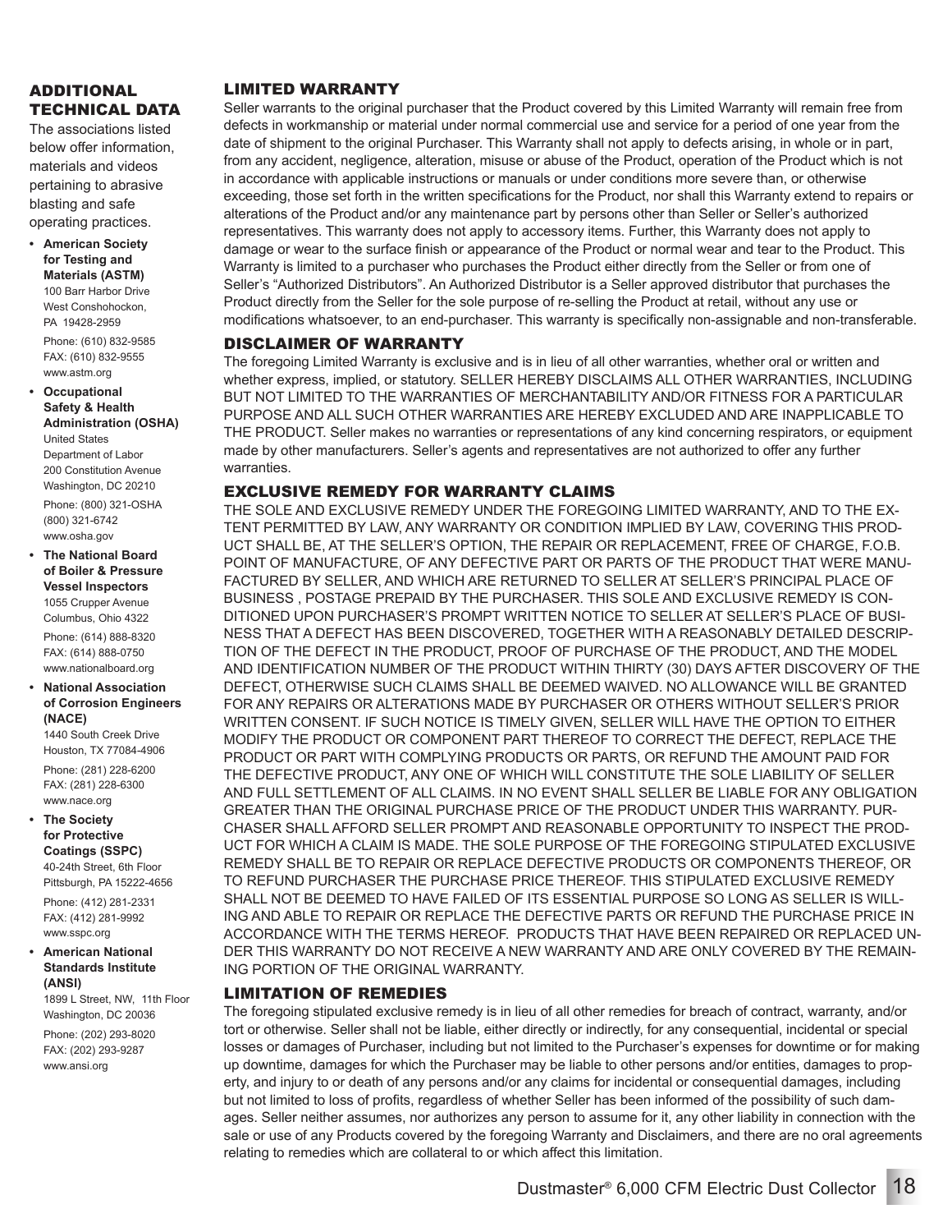## ADDITIONAL TECHNICAL DATA

The associations listed below offer information, materials and videos pertaining to abrasive blasting and safe operating practices.

- **American Society for Testing and Materials (ASTM)**
  100 Barr Harbor Drive
  West Conshohocken, PA 19428-2959
  Phone: (610) 832-9585
  FAX: (610) 832-9555
  www.astm.org
- **Occupational Safety & Health Administration (OSHA)**
  United States Department of Labor
  200 Constitution Avenue
  Washington, DC 20210
  Phone: (800) 321-OSHA
  (800) 321-6742
  www.osha.gov
- **The National Board of Boiler & Pressure Vessel Inspectors**
  1055 Crupper Avenue
  Columbus, Ohio 4322
  Phone: (614) 888-8320
  FAX: (614) 888-0750
  www.nationalboard.org
- **National Association of Corrosion Engineers (NACE)**
  1440 South Creek Drive
  Houston, TX 77084-4906
  Phone: (281) 228-6200
  FAX: (281) 228-6300
  www.nace.org
- **The Society for Protective Coatings (SSPC)**
  40-24th Street, 6th Floor
  Pittsburgh, PA 15222-4656
  Phone: (412) 281-2331
  FAX: (412) 281-9992
  www.sspc.org
- **American National Standards Institute (ANSI)**
  1899 L Street, NW, 11th Floor
  Washington, DC 20036
  Phone: (202) 293-8020
  FAX: (202) 293-9287
  www.ansi.org

## LIMITED WARRANTY

Seller warrants to the original purchaser that the Product covered by this Limited Warranty will remain free from defects in workmanship or material under normal commercial use and service for a period of one year from the date of shipment to the original Purchaser. This Warranty shall not apply to defects arising, in whole or in part, from any accident, negligence, alteration, misuse or abuse of the Product, operation of the Product which is not in accordance with applicable instructions or manuals or under conditions more severe than, or otherwise exceeding, those set forth in the written specifications for the Product, nor shall this Warranty extend to repairs or alterations of the Product and/or any maintenance part by persons other than Seller or Seller's authorized representatives. This warranty does not apply to accessory items. Further, this Warranty does not apply to damage or wear to the surface finish or appearance of the Product or normal wear and tear to the Product. This Warranty is limited to a purchaser who purchases the Product either directly from the Seller or from one of Seller's "Authorized Distributors". An Authorized Distributor is a Seller approved distributor that purchases the Product directly from the Seller for the sole purpose of re-selling the Product at retail, without any use or modifications whatsoever, to an end-purchaser. This warranty is specifically non-assignable and non-transferable.

## DISCLAIMER OF WARRANTY

The foregoing Limited Warranty is exclusive and is in lieu of all other warranties, whether oral or written and whether express, implied, or statutory. SELLER HEREBY DISCLAIMS ALL OTHER WARRANTIES, INCLUDING BUT NOT LIMITED TO THE WARRANTIES OF MERCHANTABILITY AND/OR FITNESS FOR A PARTICULAR PURPOSE AND ALL SUCH OTHER WARRANTIES ARE HEREBY EXCLUDED AND ARE INAPPLICABLE TO THE PRODUCT. Seller makes no warranties or representations of any kind concerning respirators, or equipment made by other manufacturers. Seller's agents and representatives are not authorized to offer any further warranties.

## EXCLUSIVE REMEDY FOR WARRANTY CLAIMS

THE SOLE AND EXCLUSIVE REMEDY UNDER THE FOREGOING LIMITED WARRANTY, AND TO THE EXTENT PERMITTED BY LAW, ANY WARRANTY OR CONDITION IMPLIED BY LAW, COVERING THIS PRODUCT SHALL BE, AT THE SELLER'S OPTION, THE REPAIR OR REPLACEMENT, FREE OF CHARGE, F.O.B. POINT OF MANUFACTURE, OF ANY DEFECTIVE PART OR PARTS OF THE PRODUCT THAT WERE MANUFACTURED BY SELLER, AND WHICH ARE RETURNED TO SELLER AT SELLER'S PRINCIPAL PLACE OF BUSINESS , POSTAGE PREPAID BY THE PURCHASER. THIS SOLE AND EXCLUSIVE REMEDY IS CONDITIONED UPON PURCHASER'S PROMPT WRITTEN NOTICE TO SELLER AT SELLER'S PLACE OF BUSINESS THAT A DEFECT HAS BEEN DISCOVERED, TOGETHER WITH A REASONABLY DETAILED DESCRIPTION OF THE DEFECT IN THE PRODUCT, PROOF OF PURCHASE OF THE PRODUCT, AND THE MODEL AND IDENTIFICATION NUMBER OF THE PRODUCT WITHIN THIRTY (30) DAYS AFTER DISCOVERY OF THE DEFECT, OTHERWISE SUCH CLAIMS SHALL BE DEEMED WAIVED. NO ALLOWANCE WILL BE GRANTED FOR ANY REPAIRS OR ALTERATIONS MADE BY PURCHASER OR OTHERS WITHOUT SELLER'S PRIOR WRITTEN CONSENT. IF SUCH NOTICE IS TIMELY GIVEN, SELLER WILL HAVE THE OPTION TO EITHER MODIFY THE PRODUCT OR COMPONENT PART THEREOF TO CORRECT THE DEFECT, REPLACE THE PRODUCT OR PART WITH COMPLYING PRODUCTS OR PARTS, OR REFUND THE AMOUNT PAID FOR THE DEFECTIVE PRODUCT, ANY ONE OF WHICH WILL CONSTITUTE THE SOLE LIABILITY OF SELLER AND FULL SETTLEMENT OF ALL CLAIMS. IN NO EVENT SHALL SELLER BE LIABLE FOR ANY OBLIGATION GREATER THAN THE ORIGINAL PURCHASE PRICE OF THE PRODUCT UNDER THIS WARRANTY. PURCHASER SHALL AFFORD SELLER PROMPT AND REASONABLE OPPORTUNITY TO INSPECT THE PRODUCT FOR WHICH A CLAIM IS MADE. THE SOLE PURPOSE OF THE FOREGOING STIPULATED EXCLUSIVE REMEDY SHALL BE TO REPAIR OR REPLACE DEFECTIVE PRODUCTS OR COMPONENTS THEREOF, OR TO REFUND PURCHASER THE PURCHASE PRICE THEREOF. THIS STIPULATED EXCLUSIVE REMEDY SHALL NOT BE DEEMED TO HAVE FAILED OF ITS ESSENTIAL PURPOSE SO LONG AS SELLER IS WILLING AND ABLE TO REPAIR OR REPLACE THE DEFECTIVE PARTS OR REFUND THE PURCHASE PRICE IN ACCORDANCE WITH THE TERMS HEREOF. PRODUCTS THAT HAVE BEEN REPAIRED OR REPLACED UNDER THIS WARRANTY DO NOT RECEIVE A NEW WARRANTY AND ARE ONLY COVERED BY THE REMAINING PORTION OF THE ORIGINAL WARRANTY.

## LIMITATION OF REMEDIES

The foregoing stipulated exclusive remedy is in lieu of all other remedies for breach of contract, warranty, and/or tort or otherwise. Seller shall not be liable, either directly or indirectly, for any consequential, incidental or special losses or damages of Purchaser, including but not limited to the Purchaser's expenses for downtime or for making up downtime, damages for which the Purchaser may be liable to other persons and/or entities, damages to property, and injury to or death of any persons and/or any claims for incidental or consequential damages, including but not limited to loss of profits, regardless of whether Seller has been informed of the possibility of such damages. Seller neither assumes, nor authorizes any person to assume for it, any other liability in connection with the sale or use of any Products covered by the foregoing Warranty and Disclaimers, and there are no oral agreements relating to remedies which are collateral to or which affect this limitation.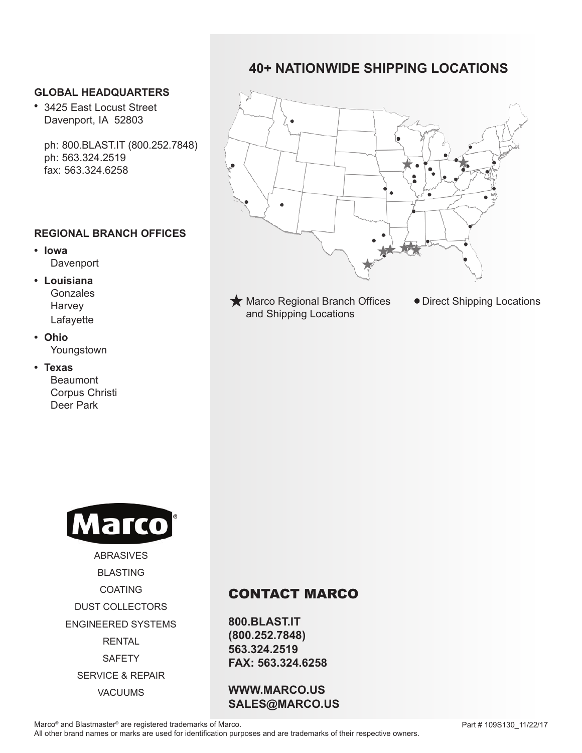**GLOBAL HEADQUARTERS**

- 3425 East Locust Street
  Davenport, IA 52803

  ph: 800.BLAST.IT (800.252.7848)
  ph: 563.324.2519
  fax: 563.324.6258

**REGIONAL BRANCH OFFICES**

- **Iowa**
  Davenport
- **Louisiana**
  Gonzales
  Harvey
  Lafayette
- **Ohio**
  Youngstown
- **Texas**
  Beaumont
  Corpus Christi
  Deer Park

## 40+ NATIONWIDE SHIPPING LOCATIONS

★ Marco Regional Branch Offices and Shipping Locations

● Direct Shipping Locations

Marco®

ABRASIVES
BLASTING
COATING
DUST COLLECTORS
ENGINEERED SYSTEMS
RENTAL
SAFETY
SERVICE & REPAIR
VACUUMS

## CONTACT MARCO

**800.BLAST.IT**
**(800.252.7848)**
**563.324.2519**
**FAX: 563.324.6258**

**WWW.MARCO.US**
**SALES@MARCO.US**

Marco® and Blastmaster® are registered trademarks of Marco.
All other brand names or marks are used for identification purposes and are trademarks of their respective owners.

Part # 109S130_11/22/17